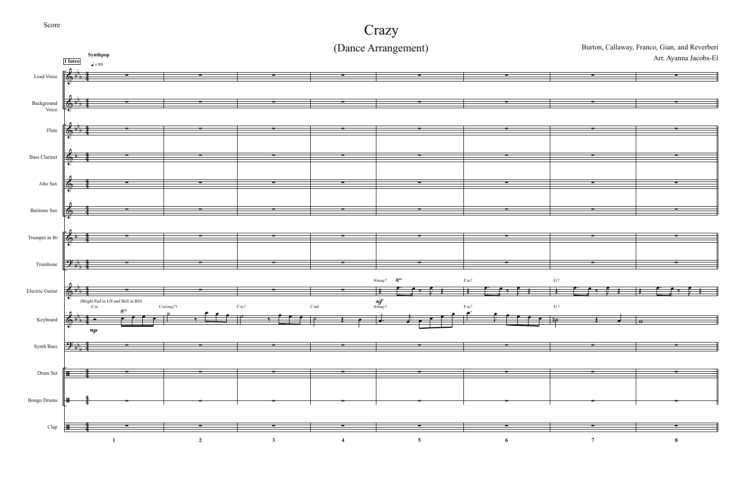Score

# Crazy

## (Dance Arrangement)

Burton, Callaway, Franco, Gian, and Reverberi

Arr. Ayanna Jacobs-El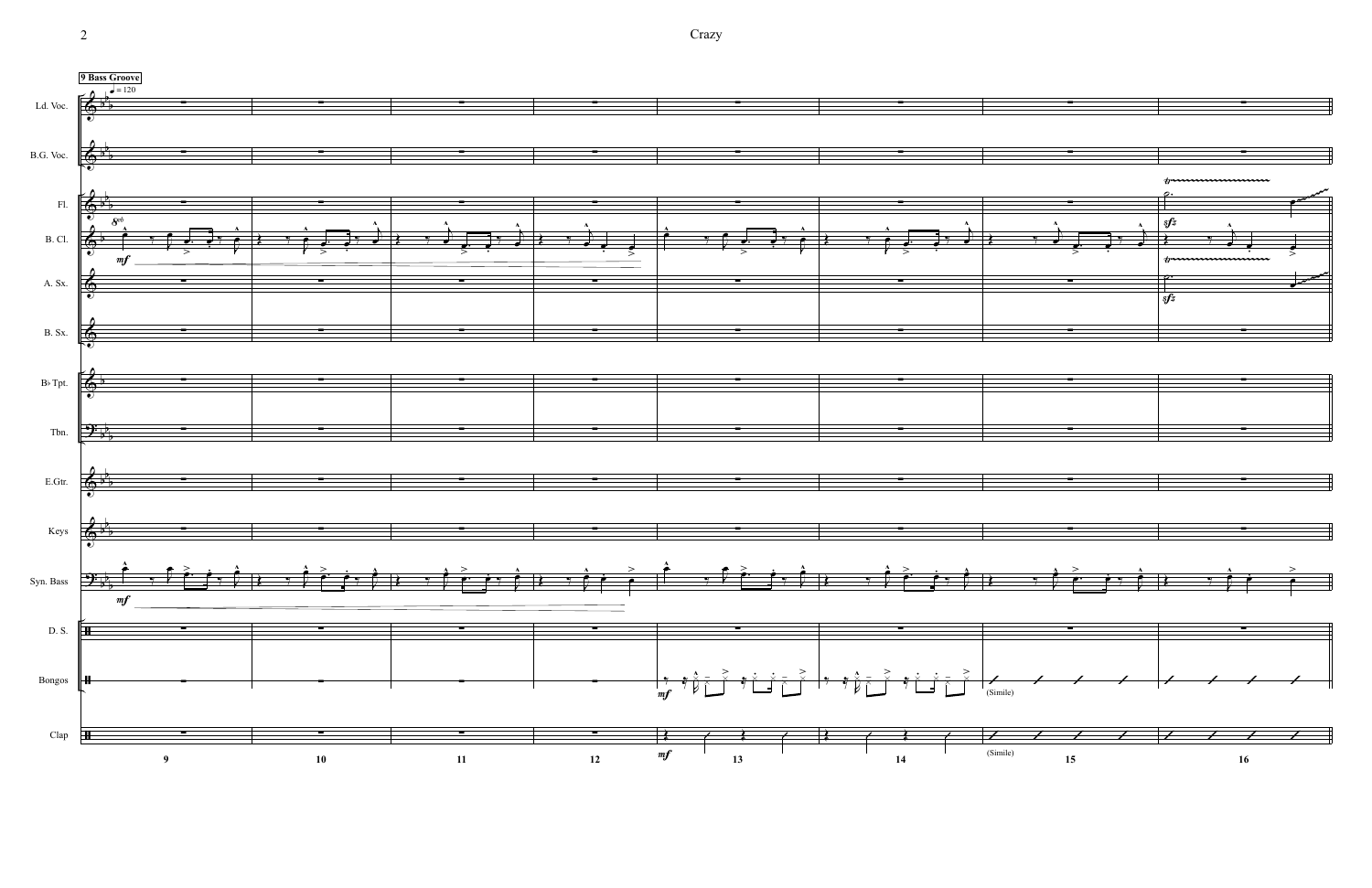**9 Bass Groove**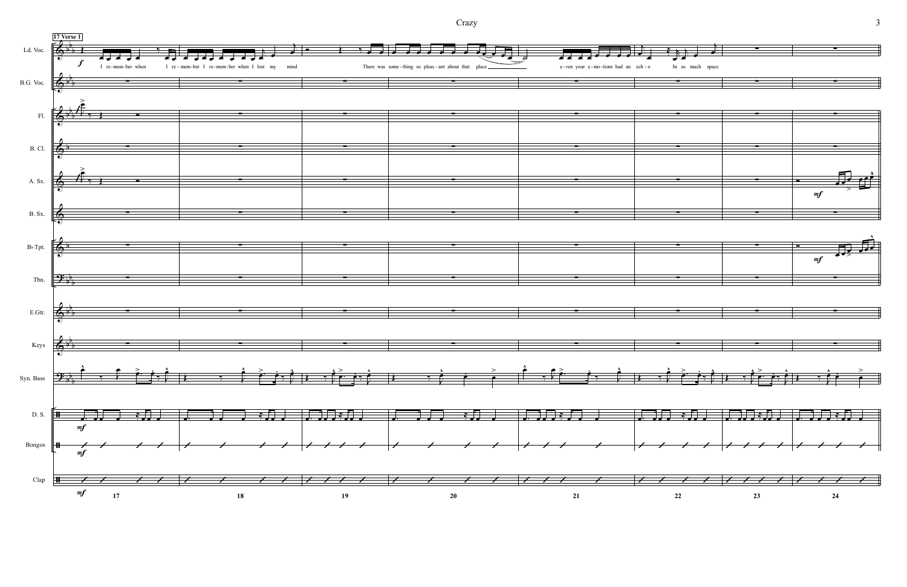17 Verse 1

Ld. Voc.

I re-mem-ber when I re-mem-ber I re-mem-ber when I lost my mind

There was some-thing so pleas-ant about that place

e-ven your e-mo-tions had an ech-o In so much space

B.G. Voc.

Fl.

B. Cl.

A. Sx.

B. Sx.

B♭ Tpt.

Tbn.

E.Gtr.

Keys

Syn. Bass

D. S.

Bongos

Clap

*f*

*mf*

17 18 19 20 21 22 23 24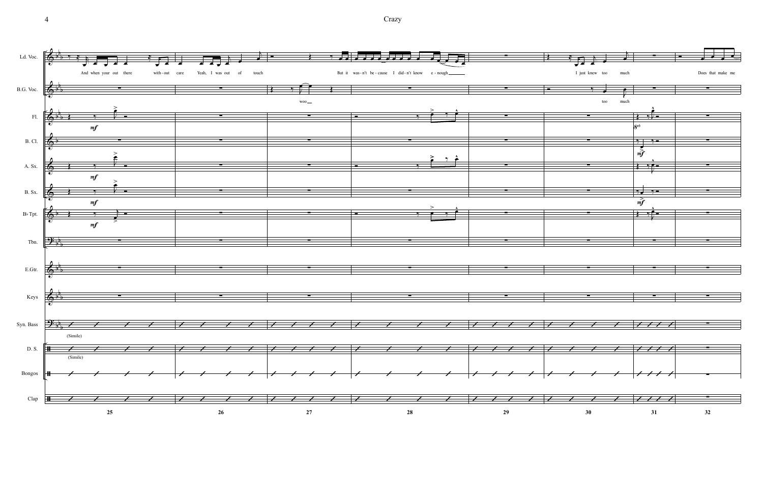And when your out there with-out care Yeah, I was out of touch

But it was-n't be-cause I did-n't know e-nough

I just knew too much

Does that make me

woo

too much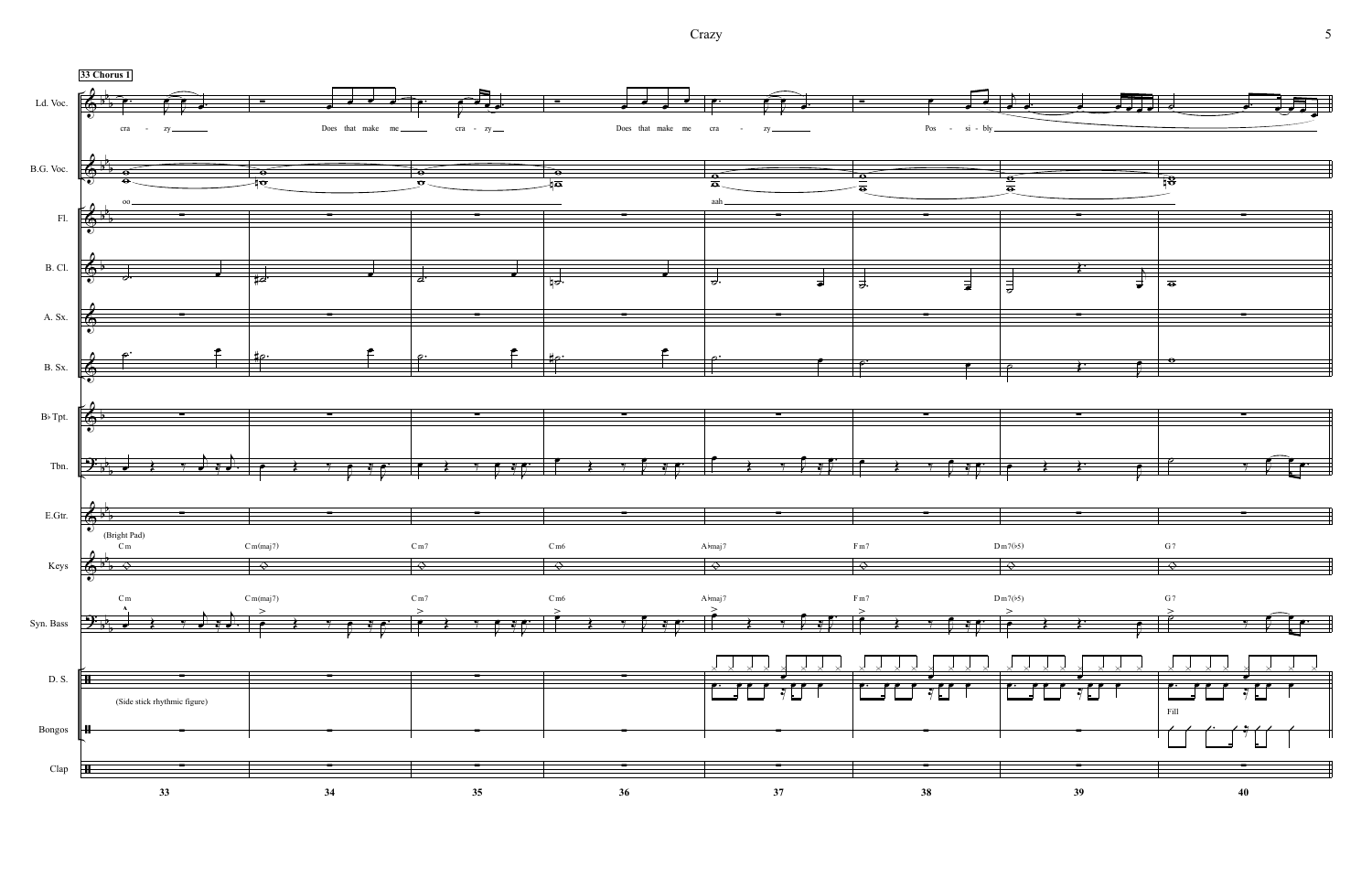**33 Chorus 1**

Ld. Voc.: cra - zy Does that make me cra - zy Does that make me cra - zy Pos - si - bly

B.G. Voc.: oo aah

Fl.

B. Cl.

A. Sx.

B. Sx.

B♭ Tpt.

Tbn.

E.Gtr.

Keys: (Bright Pad) Cm Cm(maj7) Cm7 Cm6 A♭maj7 Fm7 Dm7(♭5) G7

Syn. Bass: Cm Cm(maj7) Cm7 Cm6 A♭maj7 Fm7 Dm7(♭5) G7

D. S.: (Side stick rhythmic figure)

Bongos: Fill

Clap

33 34 35 36 37 38 39 40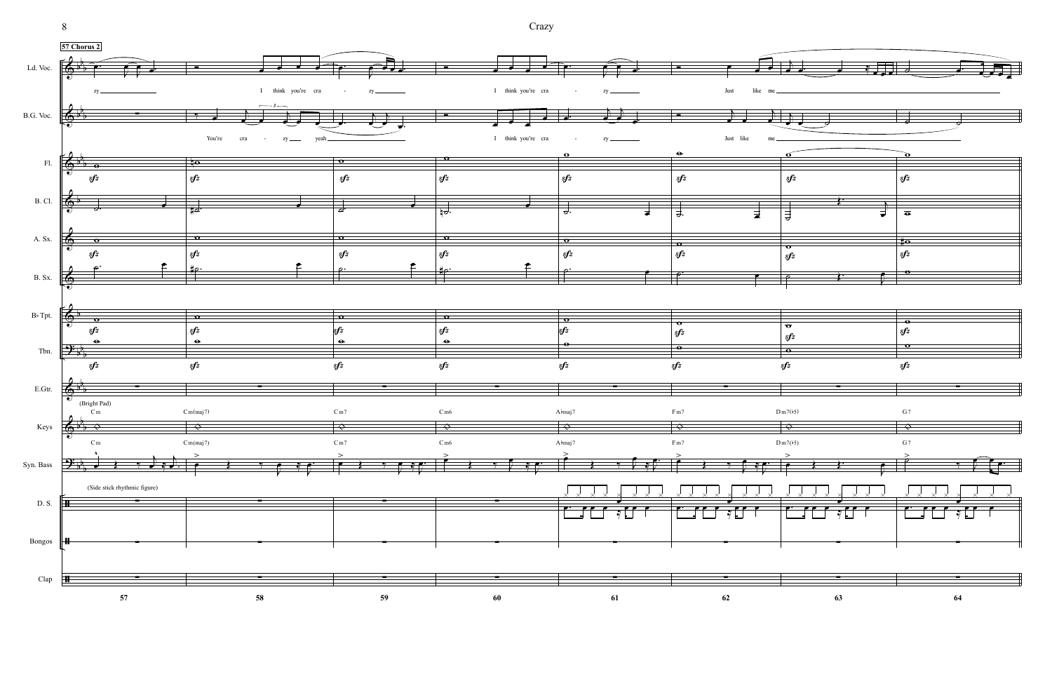57 Chorus 2

Ld. Voc.: zy — I think you're cra - zy — I think you're cra - zy — Just like me —

B.G. Voc.: You're cra - zy — yeah — I think you're cra - zy — Just like me —

(Bright Pad)

Cm | Cm(maj7) | Cm7 | Cm6 | A♭maj7 | Fm7 | Dm7(♭5) | G7

(Side stick rhythmic figure)

57 58 59 60 61 62 63 64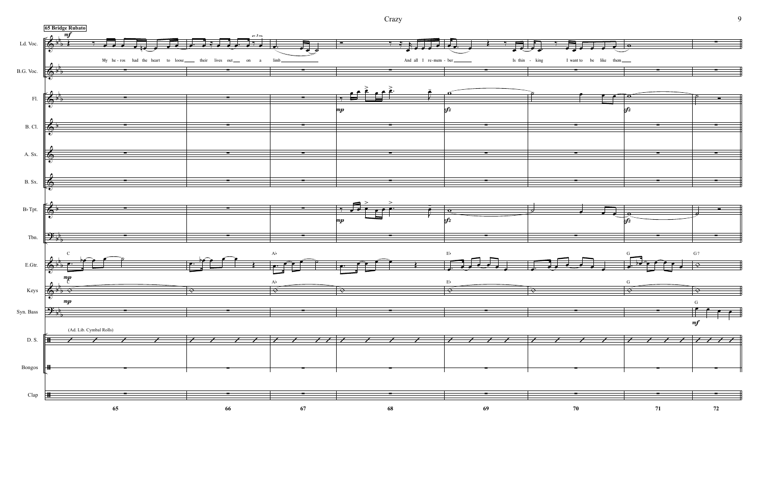65 Bridge Rubato

My he - ros had the heart to loose their lives out on a limb

And all I re - mem - ber

Is thin - king

I want to be like them

(Ad. Lib. Cymbal Rolls)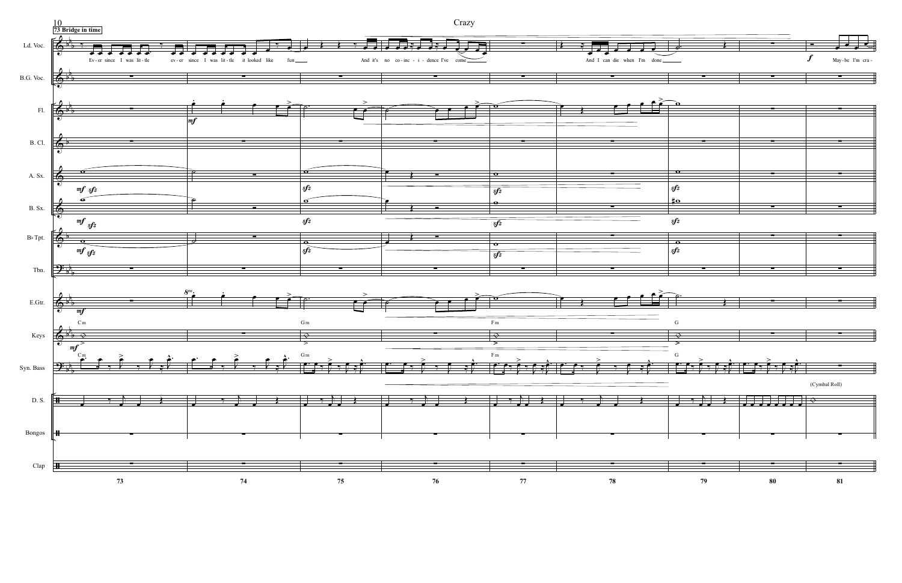# Crazy

**73 Bridge in time**

Ld. Voc.: Ev - er since I was lit - tle ev - er since I was lit - tle it looked like fun And it's no co - inc - i - dence I've come And I can die when I'm done May - be I'm cra -

B.G. Voc.

Fl.

B. Cl.

A. Sx.

B. Sx.

B♭ Tpt.

Tbn.

E.Gtr.

Keys: Cm Gm Fm G

Syn. Bass: Cm Gm Fm G

D. S.: (Cymbal Roll)

Bongos

Clap

73 74 75 76 77 78 79 80 81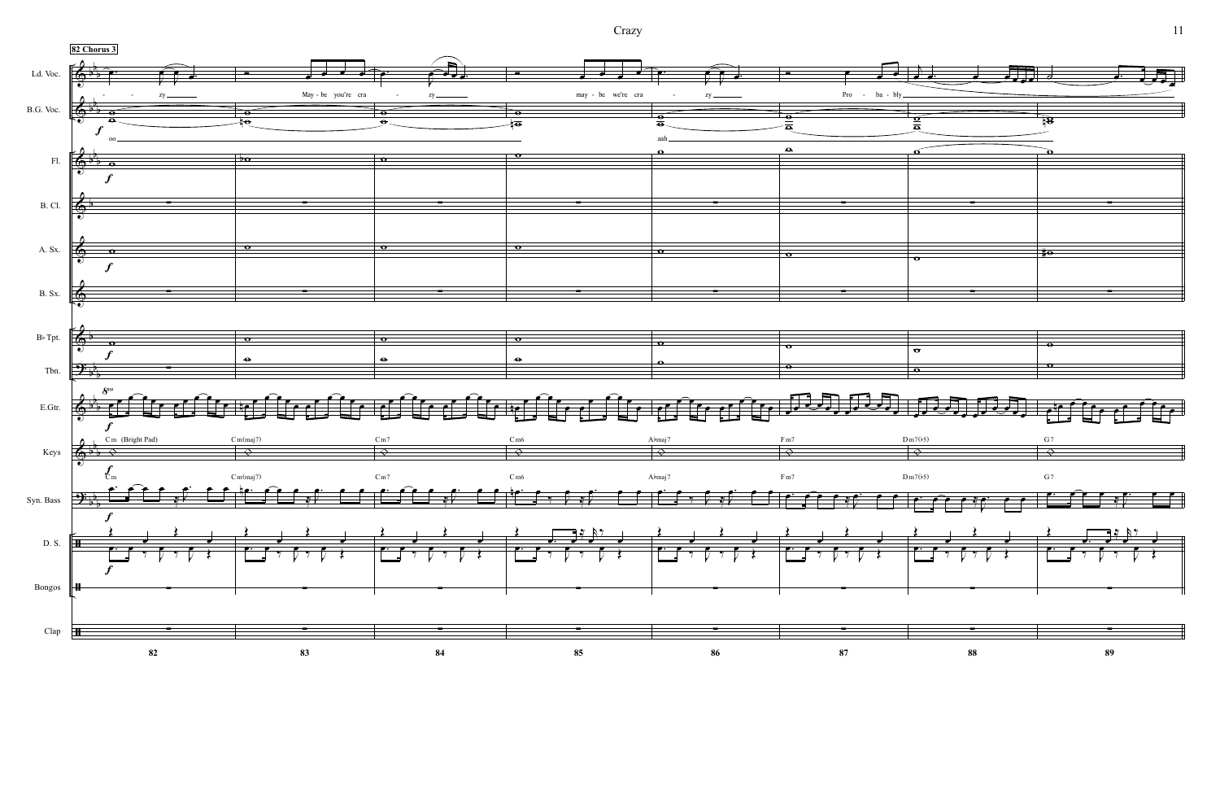Crazy

82 Chorus 3

Ld. Voc.: - zy May - be you're cra - zy may - be we're cra - zy Pro - ba - bly

B.G. Voc.: oo aah

Fl.

B. Cl.

A. Sx.

B. Sx.

B♭ Tpt.

Tbn.

E.Gtr.

Keys: Cm (Bright Pad) | Cm(maj7) | Cm7 | Cm6 | A♭maj7 | Fm7 | Dm7(♭5) | G7

Syn. Bass: Cm | Cm(maj7) | Cm7 | Cm6 | A♭maj7 | Fm7 | Dm7(♭5) | G7

D. S.

Bongos

Clap

82 83 84 85 86 87 88 89